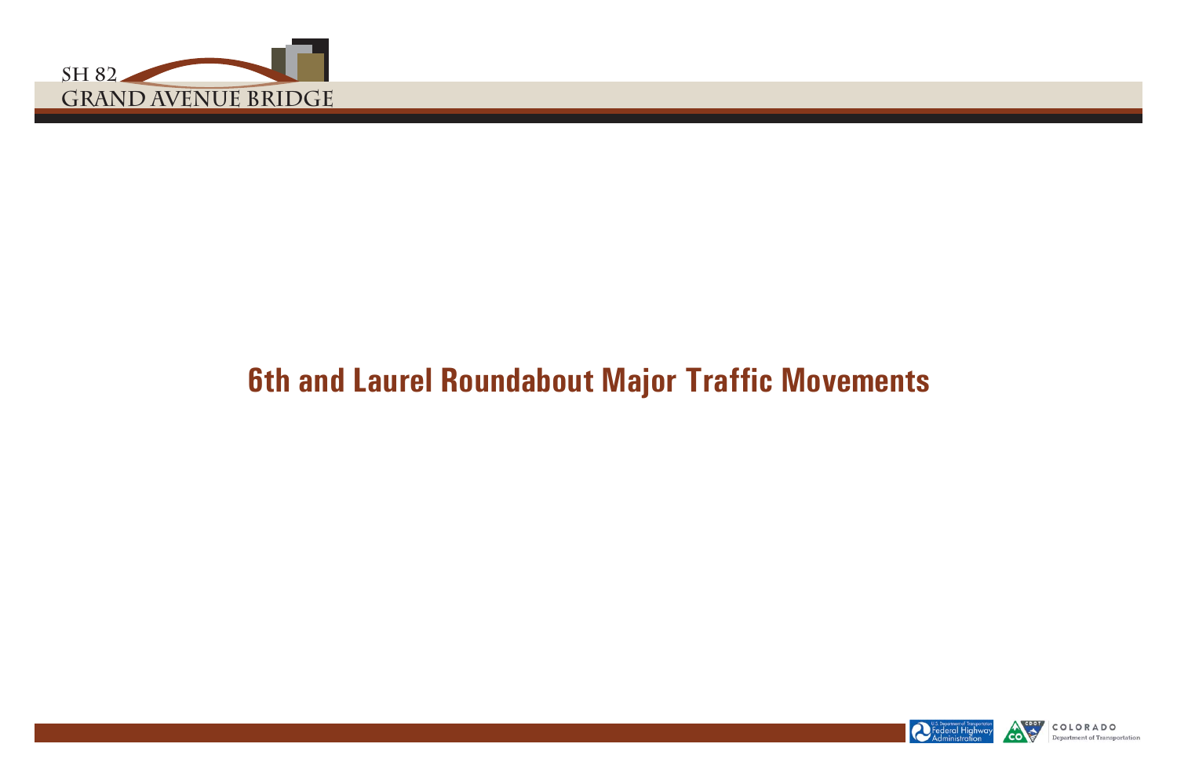# 6th and Laurel Roundabout Major Traffic Movements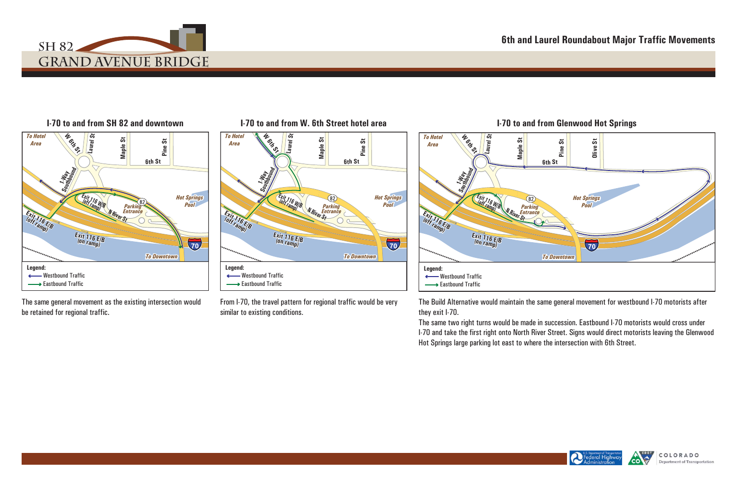# 6th and Laurel Roundabout Major Traffic Movements

## I-70 to and from SH 82 and downtown

Legend:
- Westbound Traffic
- Eastbound Traffic

The same general movement as the existing intersection would be retained for regional traffic.

## I-70 to and from W. 6th Street hotel area

Legend:
- Westbound Traffic
- Eastbound Traffic

From I-70, the travel pattern for regional traffic would be very similar to existing conditions.

## I-70 to and from Glenwood Hot Springs

Legend:
- Westbound Traffic
- Eastbound Traffic

The Build Alternative would maintain the same general movement for westbound I-70 motorists after they exit I-70.

The same two right turns would be made in succession. Eastbound I-70 motorists would cross under I-70 and take the first right onto North River Street. Signs would direct motorists leaving the Glenwood Hot Springs large parking lot east to where the intersection with 6th Street.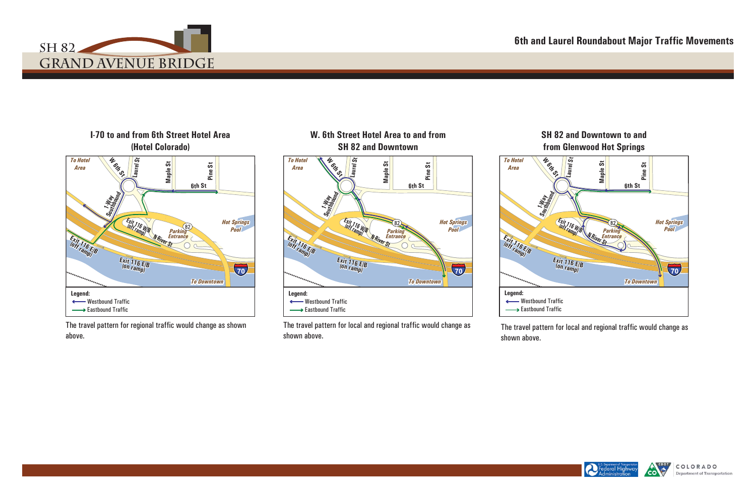# 6th and Laurel Roundabout Major Traffic Movements

## I-70 to and from 6th Street Hotel Area (Hotel Colorado)

To Hotel Area
W 6th St
Laurel St
Maple St
Pine St
6th St
1-Way Southbound
Exit 116 W/B (off ramp)
82
N River St
Parking Entrance
Hot Springs Pool
Exit 116 E/B (off ramp)
Exit 116 E/B (on ramp)
70
To Downtown

Legend:
Westbound Traffic
Eastbound Traffic

The travel pattern for regional traffic would change as shown above.

## W. 6th Street Hotel Area to and from SH 82 and Downtown

To Hotel Area
W 6th St
Laurel St
Maple St
Pine St
6th St
1-Way Southbound
Exit 116 W/B (off ramp)
82
N River St
Parking Entrance
Hot Springs Pool
Exit 116 E/B (off ramp)
Exit 116 E/B (on ramp)
70
To Downtown

Legend:
Westbound Traffic
Eastbound Traffic

The travel pattern for local and regional traffic would change as shown above.

## SH 82 and Downtown to and from Glenwood Hot Springs

To Hotel Area
W 6th St
Laurel St
Maple St
Pine St
6th St
1-Way Southbound
Exit 116 W/B (off ramp)
82
N River St
Parking Entrance
Hot Springs Pool
Exit 116 E/B (off ramp)
Exit 116 E/B (on ramp)
70
To Downtown

Legend:
Westbound Traffic
Eastbound Traffic

The travel pattern for local and regional traffic would change as shown above.